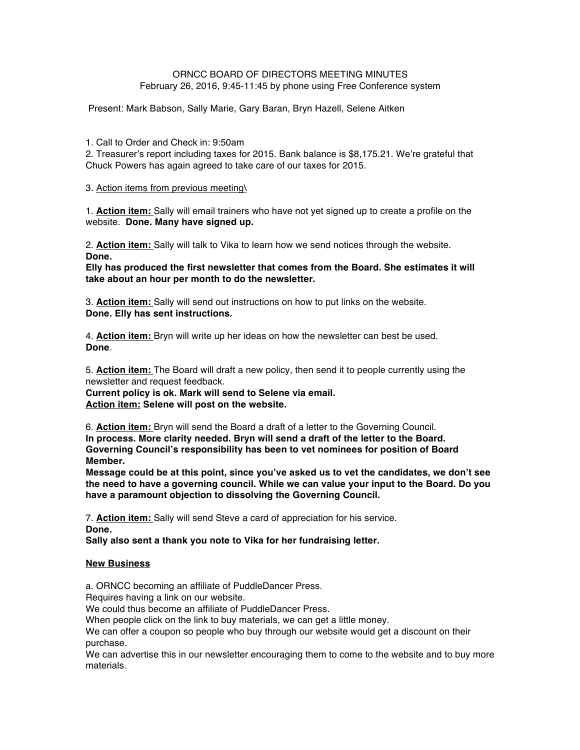ORNCC BOARD OF DIRECTORS MEETING MINUTES
February 26, 2016, 9:45-11:45 by phone using Free Conference system

Present: Mark Babson, Sally Marie, Gary Baran, Bryn Hazell, Selene Aitken

1. Call to Order and Check in: 9:50am
2. Treasurer's report including taxes for 2015. Bank balance is $8,175.21. We're grateful that Chuck Powers has again agreed to take care of our taxes for 2015.

3. <u>Action items from previous meeting\</u>

1. <u>**Action item:**</u> Sally will email trainers who have not yet signed up to create a profile on the website. **Done. Many have signed up.**

2. <u>**Action item:**</u> Sally will talk to Vika to learn how we send notices through the website. **Done.**
**Elly has produced the first newsletter that comes from the Board. She estimates it will take about an hour per month to do the newsletter.**

3. <u>**Action item:**</u> Sally will send out instructions on how to put links on the website.
**Done. Elly has sent instructions.**

4. <u>**Action item:**</u> Bryn will write up her ideas on how the newsletter can best be used.
**Done**.

5. <u>**Action item:**</u> The Board will draft a new policy, then send it to people currently using the newsletter and request feedback.
**Current policy is ok. Mark will send to Selene via email.**
<u>**Action item:**</u> **Selene will post on the website.**

6. <u>**Action item:**</u> Bryn will send the Board a draft of a letter to the Governing Council.
**In process. More clarity needed. Bryn will send a draft of the letter to the Board. Governing Council's responsibility has been to vet nominees for position of Board Member.**
**Message could be at this point, since you've asked us to vet the candidates, we don't see the need to have a governing council. While we can value your input to the Board. Do you have a paramount objection to dissolving the Governing Council.**

7. <u>**Action item:**</u> Sally will send Steve a card of appreciation for his service.
**Done.**
**Sally also sent a thank you note to Vika for her fundraising letter.**

<u>**New Business**</u>

a. ORNCC becoming an affiliate of PuddleDancer Press.
Requires having a link on our website.
We could thus become an affiliate of PuddleDancer Press.
When people click on the link to buy materials, we can get a little money.
We can offer a coupon so people who buy through our website would get a discount on their purchase.
We can advertise this in our newsletter encouraging them to come to the website and to buy more materials.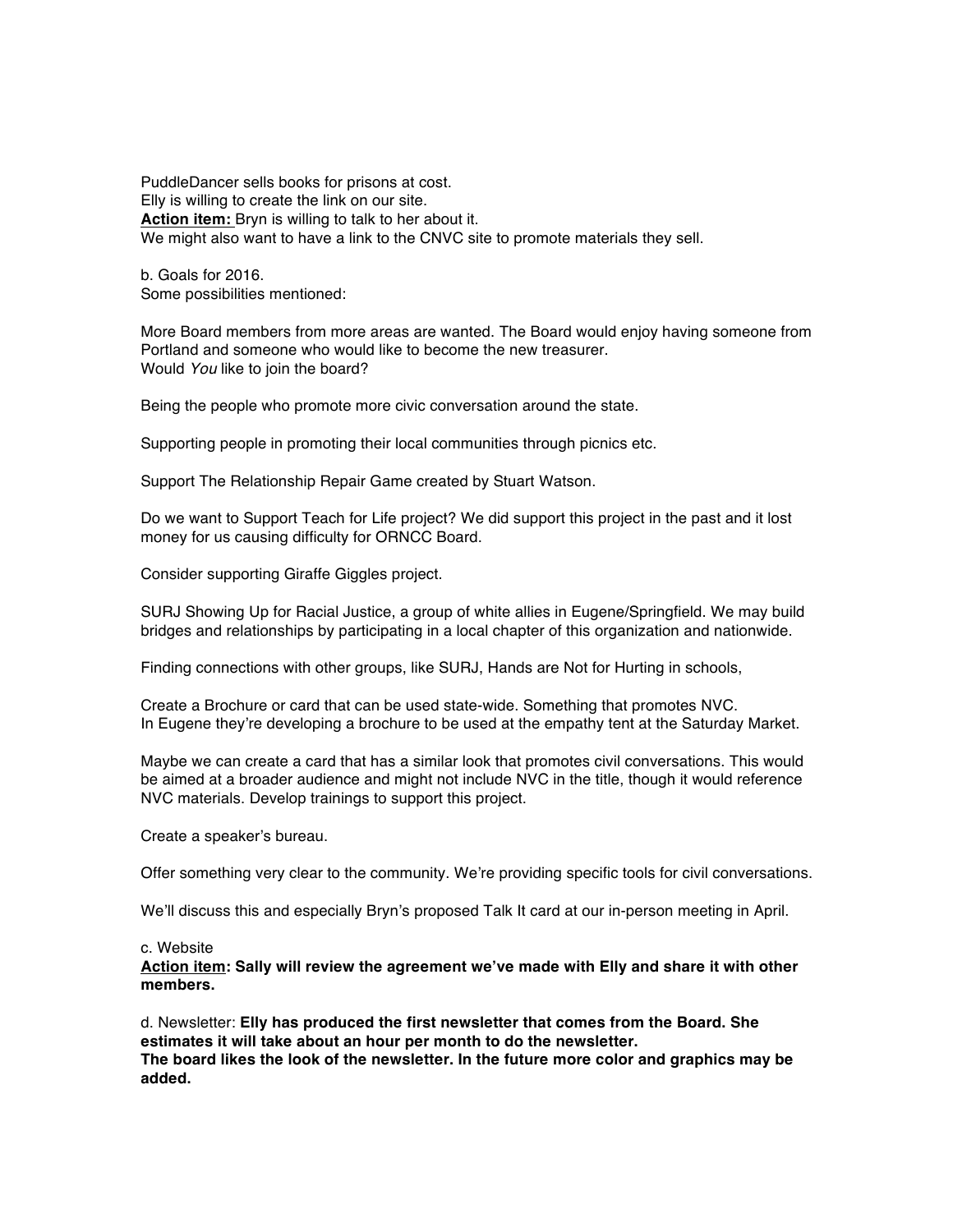PuddleDancer sells books for prisons at cost.
Elly is willing to create the link on our site.
**Action item:** Bryn is willing to talk to her about it.
We might also want to have a link to the CNVC site to promote materials they sell.

b. Goals for 2016.
Some possibilities mentioned:

More Board members from more areas are wanted. The Board would enjoy having someone from Portland and someone who would like to become the new treasurer.
Would *You* like to join the board?

Being the people who promote more civic conversation around the state.

Supporting people in promoting their local communities through picnics etc.

Support The Relationship Repair Game created by Stuart Watson.

Do we want to Support Teach for Life project? We did support this project in the past and it lost money for us causing difficulty for ORNCC Board.

Consider supporting Giraffe Giggles project.

SURJ Showing Up for Racial Justice, a group of white allies in Eugene/Springfield. We may build bridges and relationships by participating in a local chapter of this organization and nationwide.

Finding connections with other groups, like SURJ, Hands are Not for Hurting in schools,

Create a Brochure or card that can be used state-wide. Something that promotes NVC.
In Eugene they're developing a brochure to be used at the empathy tent at the Saturday Market.

Maybe we can create a card that has a similar look that promotes civil conversations. This would be aimed at a broader audience and might not include NVC in the title, though it would reference NVC materials. Develop trainings to support this project.

Create a speaker's bureau.

Offer something very clear to the community. We're providing specific tools for civil conversations.

We'll discuss this and especially Bryn's proposed Talk It card at our in-person meeting in April.

c. Website
**Action item: Sally will review the agreement we've made with Elly and share it with other members.**

d. Newsletter: **Elly has produced the first newsletter that comes from the Board. She estimates it will take about an hour per month to do the newsletter.**
**The board likes the look of the newsletter. In the future more color and graphics may be added.**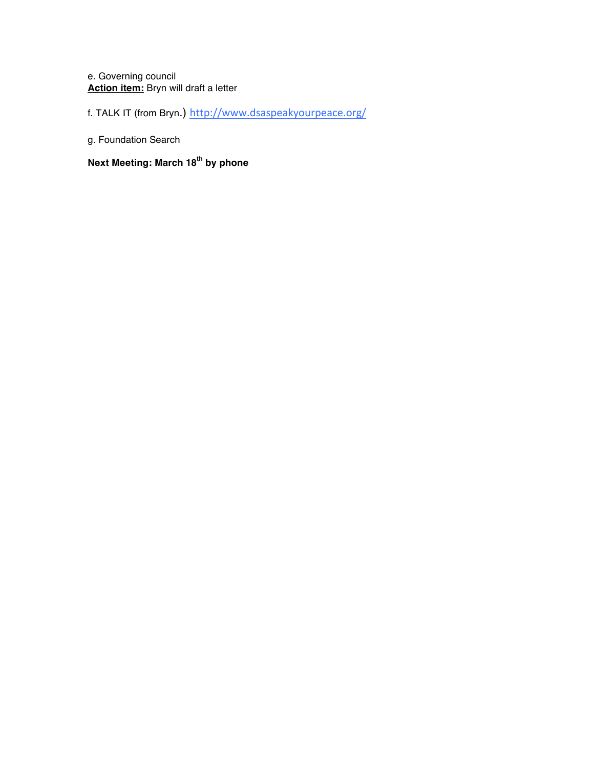e. Governing council
**<u>Action item:</u>** Bryn will draft a letter

f. TALK IT (from Bryn.) http://www.dsaspeakyourpeace.org/

g. Foundation Search

**Next Meeting: March 18th by phone**